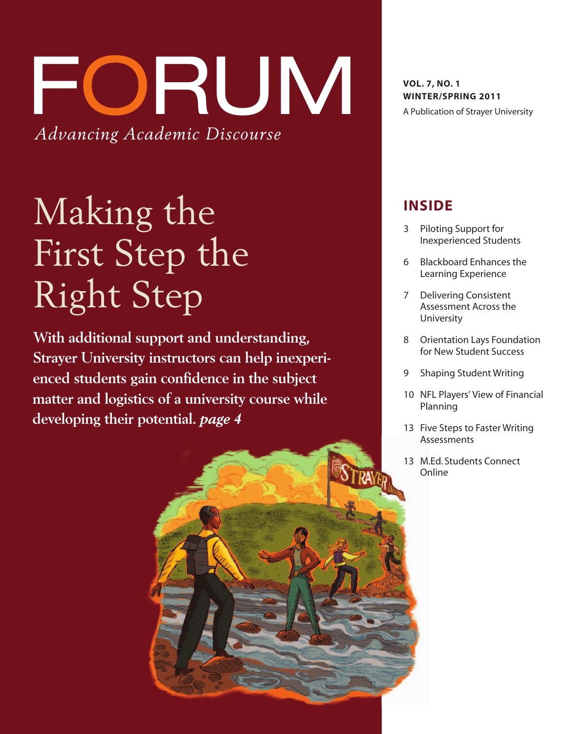# FORUM

*Advancing Academic Discourse*

**VOL. 7, NO. 1**
**WINTER/SPRING 2011**
A Publication of Strayer University

## Making the First Step the Right Step

**With additional support and understanding, Strayer University instructors can help inexperienced students gain confidence in the subject matter and logistics of a university course while developing their potential. *page 4***

## INSIDE

- 3 Piloting Support for Inexperienced Students
- 6 Blackboard Enhances the Learning Experience
- 7 Delivering Consistent Assessment Across the University
- 8 Orientation Lays Foundation for New Student Success
- 9 Shaping Student Writing
- 10 NFL Players' View of Financial Planning
- 13 Five Steps to Faster Writing Assessments
- 13 M.Ed. Students Connect Online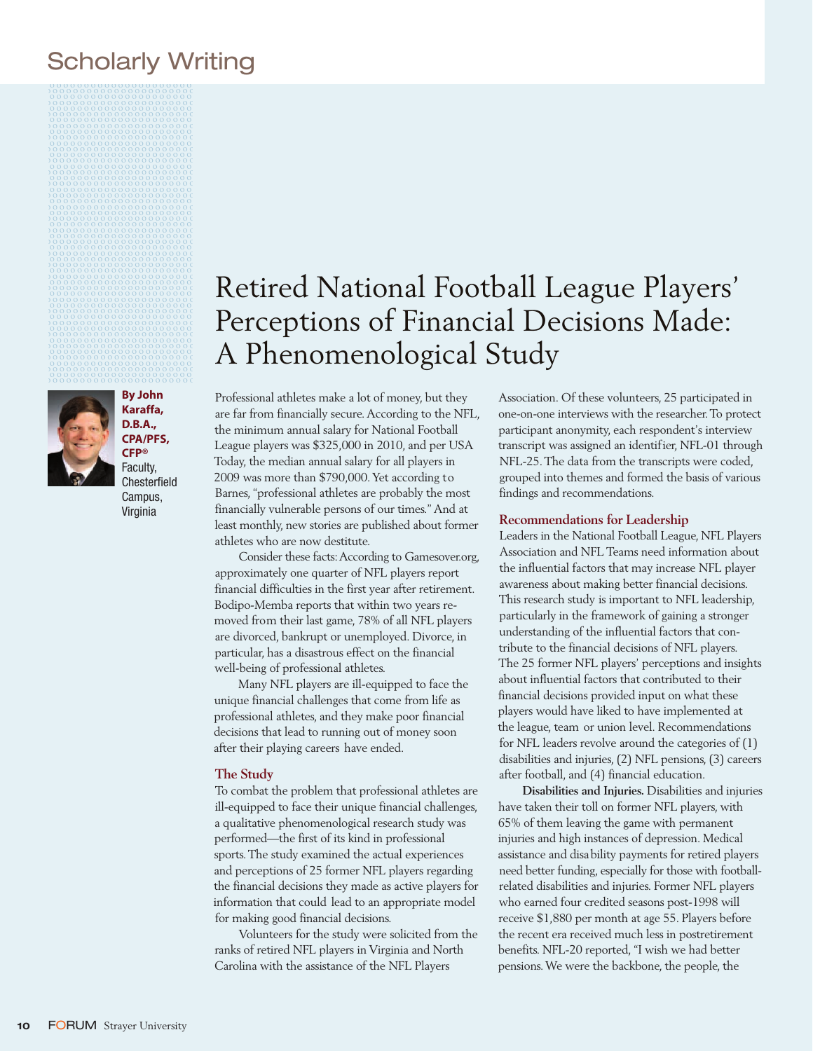# Retired National Football League Players' Perceptions of Financial Decisions Made: A Phenomenological Study

**By John Karaffa, D.B.A., CPA/PFS, CFP®**
Faculty, Chesterfield Campus, Virginia

Professional athletes make a lot of money, but they are far from financially secure. According to the NFL, the minimum annual salary for National Football League players was $325,000 in 2010, and per USA Today, the median annual salary for all players in 2009 was more than $790,000. Yet according to Barnes, "professional athletes are probably the most financially vulnerable persons of our times." And at least monthly, new stories are published about former athletes who are now destitute.

Consider these facts: According to Gamesover.org, approximately one quarter of NFL players report financial difficulties in the first year after retirement. Bodipo-Memba reports that within two years removed from their last game, 78% of all NFL players are divorced, bankrupt or unemployed. Divorce, in particular, has a disastrous effect on the financial well-being of professional athletes.

Many NFL players are ill-equipped to face the unique financial challenges that come from life as professional athletes, and they make poor financial decisions that lead to running out of money soon after their playing careers have ended.

## The Study

To combat the problem that professional athletes are ill-equipped to face their unique financial challenges, a qualitative phenomenological research study was performed—the first of its kind in professional sports. The study examined the actual experiences and perceptions of 25 former NFL players regarding the financial decisions they made as active players for information that could lead to an appropriate model for making good financial decisions.

Volunteers for the study were solicited from the ranks of retired NFL players in Virginia and North Carolina with the assistance of the NFL Players Association. Of these volunteers, 25 participated in one-on-one interviews with the researcher. To protect participant anonymity, each respondent's interview transcript was assigned an identifier, NFL-01 through NFL-25. The data from the transcripts were coded, grouped into themes and formed the basis of various findings and recommendations.

## Recommendations for Leadership

Leaders in the National Football League, NFL Players Association and NFL Teams need information about the influential factors that may increase NFL player awareness about making better financial decisions. This research study is important to NFL leadership, particularly in the framework of gaining a stronger understanding of the influential factors that contribute to the financial decisions of NFL players. The 25 former NFL players' perceptions and insights about influential factors that contributed to their financial decisions provided input on what these players would have liked to have implemented at the league, team or union level. Recommendations for NFL leaders revolve around the categories of (1) disabilities and injuries, (2) NFL pensions, (3) careers after football, and (4) financial education.

**Disabilities and Injuries.** Disabilities and injuries have taken their toll on former NFL players, with 65% of them leaving the game with permanent injuries and high instances of depression. Medical assistance and disability payments for retired players need better funding, especially for those with football-related disabilities and injuries. Former NFL players who earned four credited seasons post-1998 will receive $1,880 per month at age 55. Players before the recent era received much less in postretirement benefits. NFL-20 reported, "I wish we had better pensions. We were the backbone, the people, the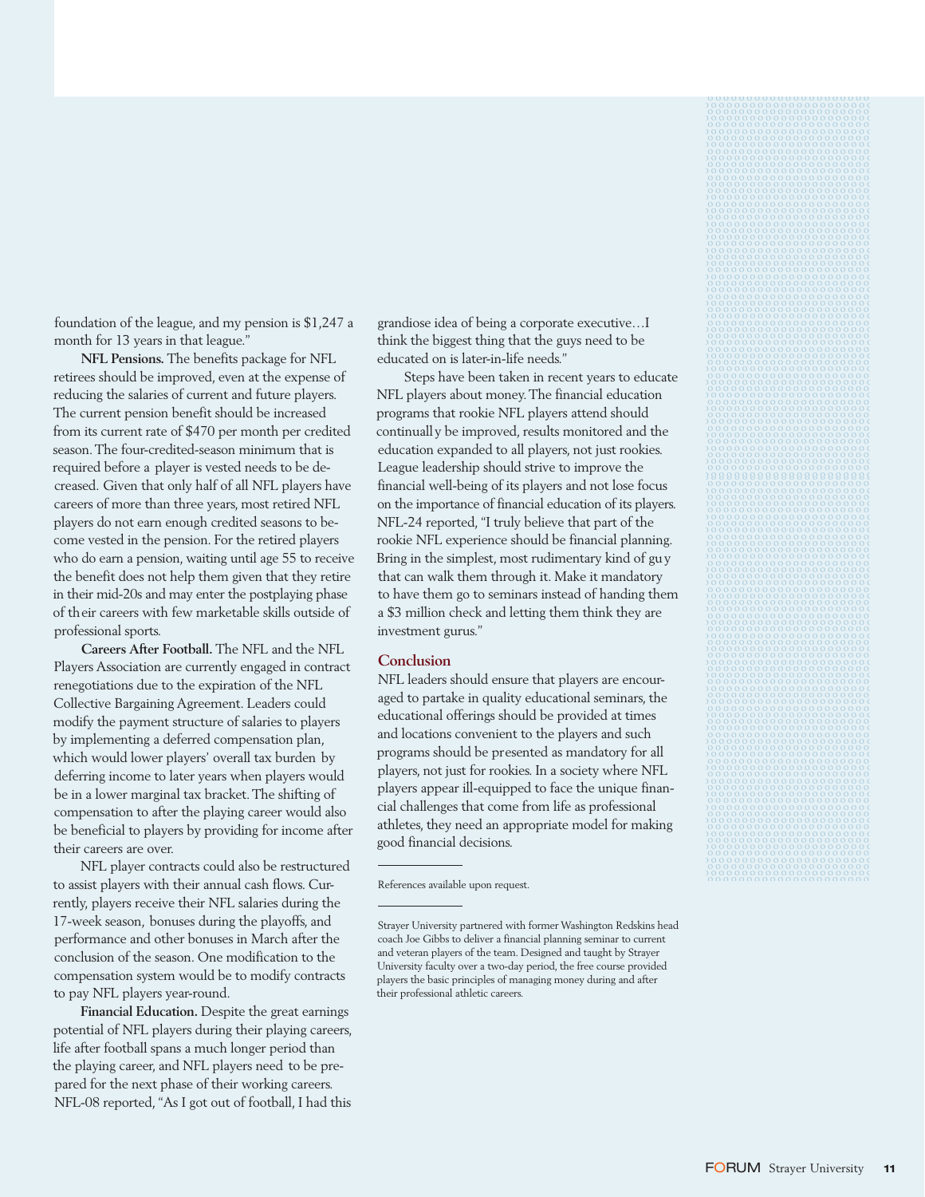foundation of the league, and my pension is $1,247 a month for 13 years in that league."

**NFL Pensions.** The benefits package for NFL retirees should be improved, even at the expense of reducing the salaries of current and future players. The current pension benefit should be increased from its current rate of $470 per month per credited season. The four-credited-season minimum that is required before a player is vested needs to be decreased. Given that only half of all NFL players have careers of more than three years, most retired NFL players do not earn enough credited seasons to become vested in the pension. For the retired players who do earn a pension, waiting until age 55 to receive the benefit does not help them given that they retire in their mid-20s and may enter the postplaying phase of their careers with few marketable skills outside of professional sports.

**Careers After Football.** The NFL and the NFL Players Association are currently engaged in contract renegotiations due to the expiration of the NFL Collective Bargaining Agreement. Leaders could modify the payment structure of salaries to players by implementing a deferred compensation plan, which would lower players' overall tax burden by deferring income to later years when players would be in a lower marginal tax bracket. The shifting of compensation to after the playing career would also be beneficial to players by providing for income after their careers are over.

NFL player contracts could also be restructured to assist players with their annual cash flows. Currently, players receive their NFL salaries during the 17-week season, bonuses during the playoffs, and performance and other bonuses in March after the conclusion of the season. One modification to the compensation system would be to modify contracts to pay NFL players year-round.

**Financial Education.** Despite the great earnings potential of NFL players during their playing careers, life after football spans a much longer period than the playing career, and NFL players need to be prepared for the next phase of their working careers. NFL-08 reported, "As I got out of football, I had this grandiose idea of being a corporate executive…I think the biggest thing that the guys need to be educated on is later-in-life needs."

Steps have been taken in recent years to educate NFL players about money. The financial education programs that rookie NFL players attend should continually be improved, results monitored and the education expanded to all players, not just rookies. League leadership should strive to improve the financial well-being of its players and not lose focus on the importance of financial education of its players. NFL-24 reported, "I truly believe that part of the rookie NFL experience should be financial planning. Bring in the simplest, most rudimentary kind of guy that can walk them through it. Make it mandatory to have them go to seminars instead of handing them a $3 million check and letting them think they are investment gurus."

## Conclusion

NFL leaders should ensure that players are encouraged to partake in quality educational seminars, the educational offerings should be provided at times and locations convenient to the players and such programs should be presented as mandatory for all players, not just for rookies. In a society where NFL players appear ill-equipped to face the unique financial challenges that come from life as professional athletes, they need an appropriate model for making good financial decisions.

---

References available upon request.

---

Strayer University partnered with former Washington Redskins head coach Joe Gibbs to deliver a financial planning seminar to current and veteran players of the team. Designed and taught by Strayer University faculty over a two-day period, the free course provided players the basic principles of managing money during and after their professional athletic careers.